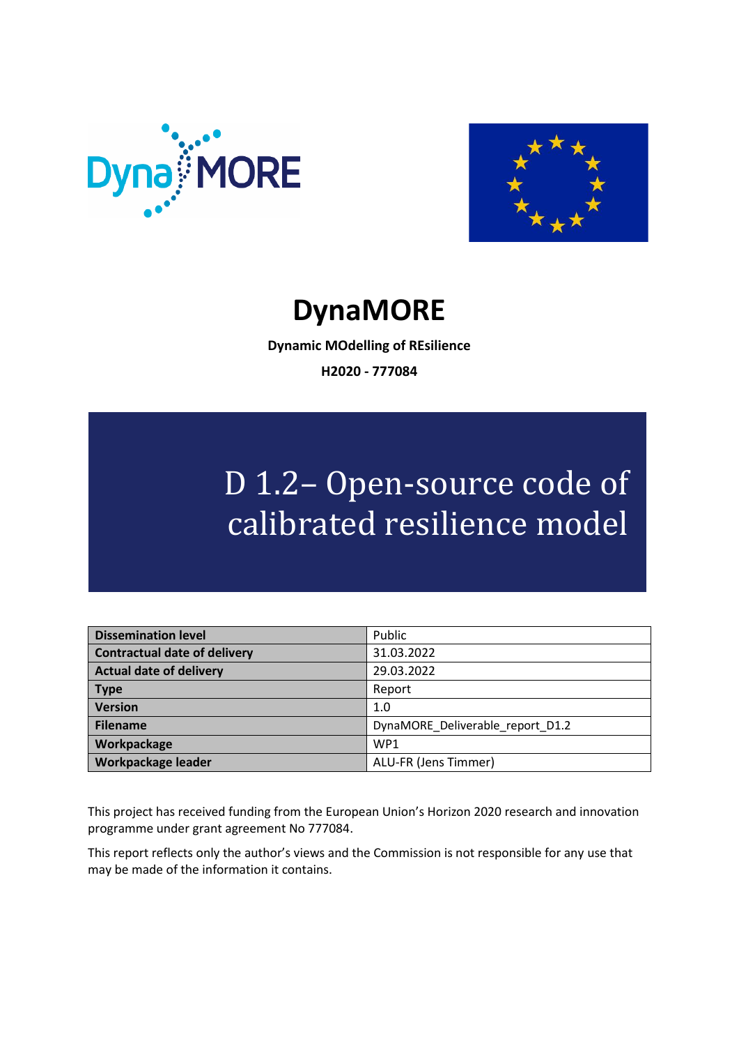# DynaMORE

**Dynamic MOdelling of REsilience**

**H2020 - 777084**

# D 1.2– Open-source code of calibrated resilience model

| Dissemination level | Public |
|---|---|
| Contractual date of delivery | 31.03.2022 |
| Actual date of delivery | 29.03.2022 |
| Type | Report |
| Version | 1.0 |
| Filename | DynaMORE_Deliverable_report_D1.2 |
| Workpackage | WP1 |
| Workpackage leader | ALU-FR (Jens Timmer) |

This project has received funding from the European Union's Horizon 2020 research and innovation programme under grant agreement No 777084.

This report reflects only the author's views and the Commission is not responsible for any use that may be made of the information it contains.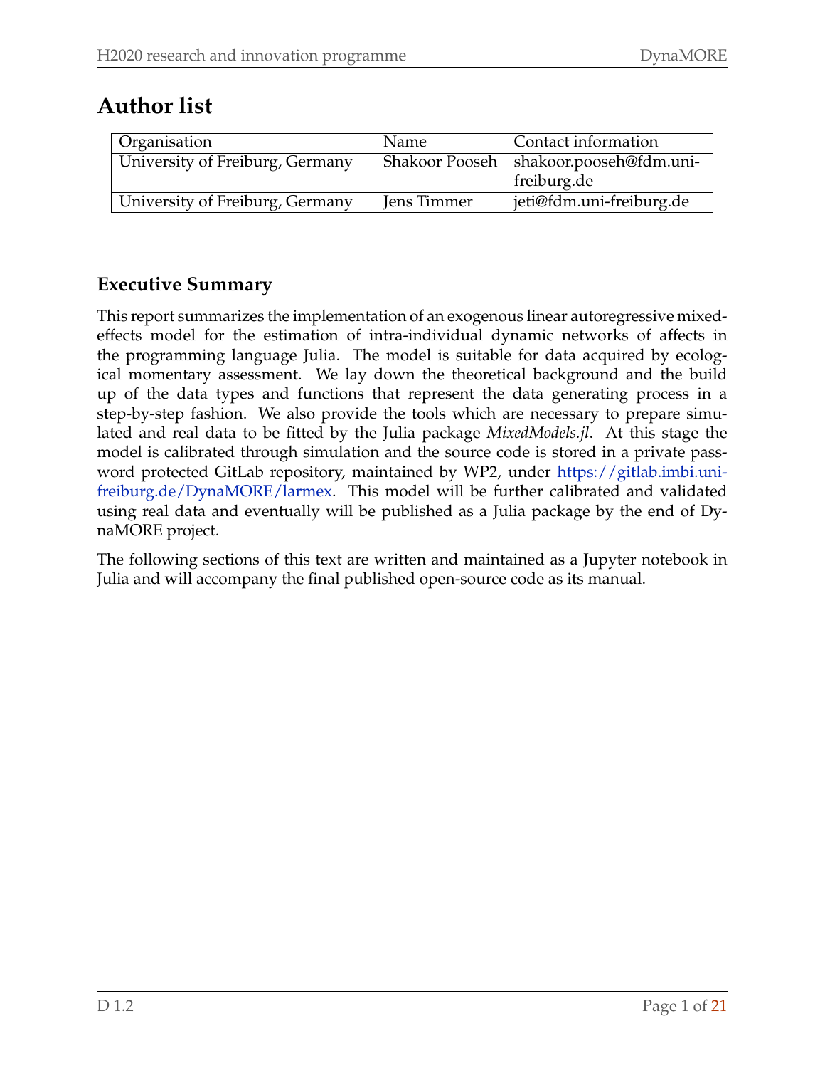# Author list

| Organisation | Name | Contact information |
|---|---|---|
| University of Freiburg, Germany | Shakoor Pooseh | shakoor.pooseh@fdm.uni-freiburg.de |
| University of Freiburg, Germany | Jens Timmer | jeti@fdm.uni-freiburg.de |

## Executive Summary

This report summarizes the implementation of an exogenous linear autoregressive mixed-effects model for the estimation of intra-individual dynamic networks of affects in the programming language Julia. The model is suitable for data acquired by ecological momentary assessment. We lay down the theoretical background and the build up of the data types and functions that represent the data generating process in a step-by-step fashion. We also provide the tools which are necessary to prepare simulated and real data to be fitted by the Julia package *MixedModels.jl*. At this stage the model is calibrated through simulation and the source code is stored in a private password protected GitLab repository, maintained by WP2, under https://gitlab.imbi.uni-freiburg.de/DynaMORE/larmex. This model will be further calibrated and validated using real data and eventually will be published as a Julia package by the end of DynaMORE project.

The following sections of this text are written and maintained as a Jupyter notebook in Julia and will accompany the final published open-source code as its manual.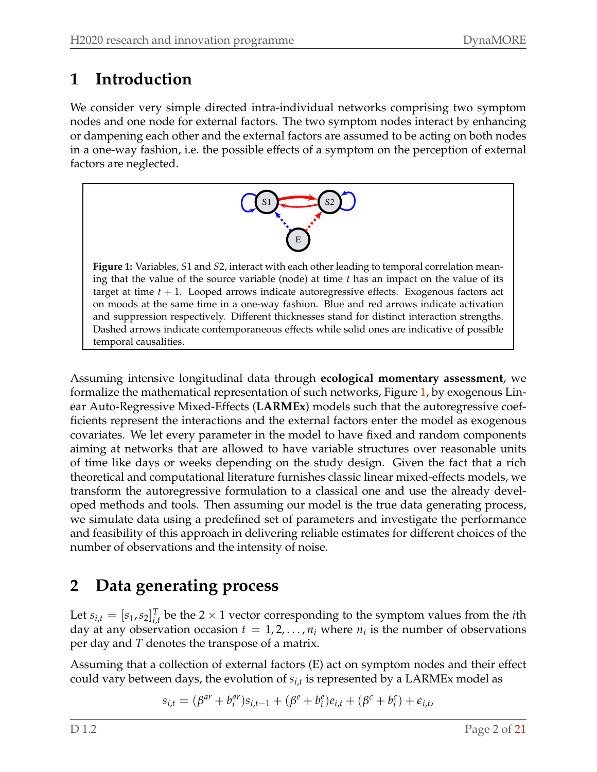# 1 Introduction

We consider very simple directed intra-individual networks comprising two symptom nodes and one node for external factors. The two symptom nodes interact by enhancing or dampening each other and the external factors are assumed to be acting on both nodes in a one-way fashion, i.e. the possible effects of a symptom on the perception of external factors are neglected.

**Figure 1:** Variables, $S1$ and $S2$, interact with each other leading to temporal correlation meaning that the value of the source variable (node) at time $t$ has an impact on the value of its target at time $t+1$. Looped arrows indicate autoregressive effects. Exogenous factors act on moods at the same time in a one-way fashion. Blue and red arrows indicate activation and suppression respectively. Different thicknesses stand for distinct interaction strengths. Dashed arrows indicate contemporaneous effects while solid ones are indicative of possible temporal causalities.

Assuming intensive longitudinal data through **ecological momentary assessment**, we formalize the mathematical representation of such networks, Figure 1, by exogenous Linear Auto-Regressive Mixed-Effects (**LARMEx**) models such that the autoregressive coefficients represent the interactions and the external factors enter the model as exogenous covariates. We let every parameter in the model to have fixed and random components aiming at networks that are allowed to have variable structures over reasonable units of time like days or weeks depending on the study design. Given the fact that a rich theoretical and computational literature furnishes classic linear mixed-effects models, we transform the autoregressive formulation to a classical one and use the already developed methods and tools. Then assuming our model is the true data generating process, we simulate data using a predefined set of parameters and investigate the performance and feasibility of this approach in delivering reliable estimates for different choices of the number of observations and the intensity of noise.

# 2 Data generating process

Let $s_{i,t} = [s_1, s_2]^T_{i,t}$ be the $2 \times 1$ vector corresponding to the symptom values from the $i$th day at any observation occasion $t = 1, 2, \ldots, n_i$ where $n_i$ is the number of observations per day and $T$ denotes the transpose of a matrix.

Assuming that a collection of external factors (E) act on symptom nodes and their effect could vary between days, the evolution of $s_{i,t}$ is represented by a LARMEx model as

$$s_{i,t} = (\beta^{ar} + b_i^{ar})s_{i,t-1} + (\beta^e + b_i^e)e_{i,t} + (\beta^c + b_i^c) + \epsilon_{i,t},$$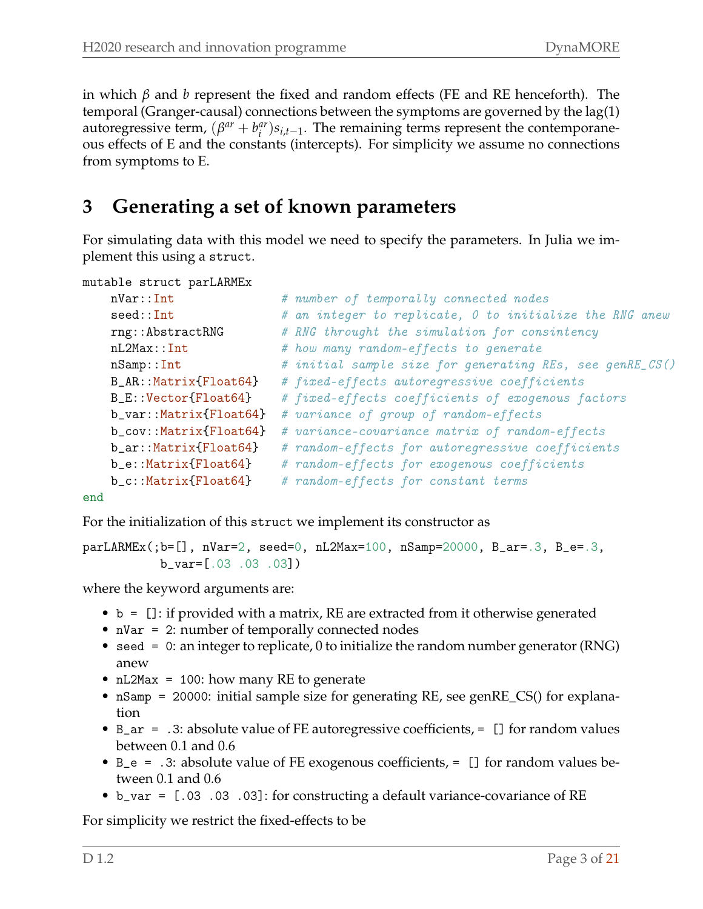in which $\beta$ and $b$ represent the fixed and random effects (FE and RE henceforth). The temporal (Granger-causal) connections between the symptoms are governed by the lag(1) autoregressive term, $(\beta^{ar} + b_i^{ar})s_{i,t-1}$. The remaining terms represent the contemporaneous effects of E and the constants (intercepts). For simplicity we assume no connections from symptoms to E.

## 3 Generating a set of known parameters

For simulating data with this model we need to specify the parameters. In Julia we implement this using a `struct`.

```
mutable struct parLARMEx
    nVar::Int                 # number of temporally connected nodes
    seed::Int                 # an integer to replicate, 0 to initialize the RNG anew
    rng::AbstractRNG          # RNG throught the simulation for consintency
    nL2Max::Int               # how many random-effects to generate
    nSamp::Int                # initial sample size for generating REs, see genRE_CS()
    B_AR::Matrix{Float64}     # fixed-effects autoregressive coefficients
    B_E::Vector{Float64}      # fixed-effects coefficients of exogenous factors
    b_var::Matrix{Float64}    # variance of group of random-effects
    b_cov::Matrix{Float64}    # variance-covariance matrix of random-effects
    b_ar::Matrix{Float64}     # random-effects for autoregressive coefficients
    b_e::Matrix{Float64}      # random-effects for exogenous coefficients
    b_c::Matrix{Float64}      # random-effects for constant terms
end
```

For the initialization of this `struct` we implement its constructor as

```
parLARMEx(;b=[], nVar=2, seed=0, nL2Max=100, nSamp=20000, B_ar=.3, B_e=.3,
          b_var=[.03 .03 .03])
```

where the keyword arguments are:

- `b = []`: if provided with a matrix, RE are extracted from it otherwise generated
- `nVar = 2`: number of temporally connected nodes
- `seed = 0`: an integer to replicate, 0 to initialize the random number generator (RNG) anew
- `nL2Max = 100`: how many RE to generate
- `nSamp = 20000`: initial sample size for generating RE, see genRE_CS() for explanation
- `B_ar = .3`: absolute value of FE autoregressive coefficients, `= []` for random values between 0.1 and 0.6
- `B_e = .3`: absolute value of FE exogenous coefficients, `= []` for random values between 0.1 and 0.6
- `b_var = [.03 .03 .03]`: for constructing a default variance-covariance of RE

For simplicity we restrict the fixed-effects to be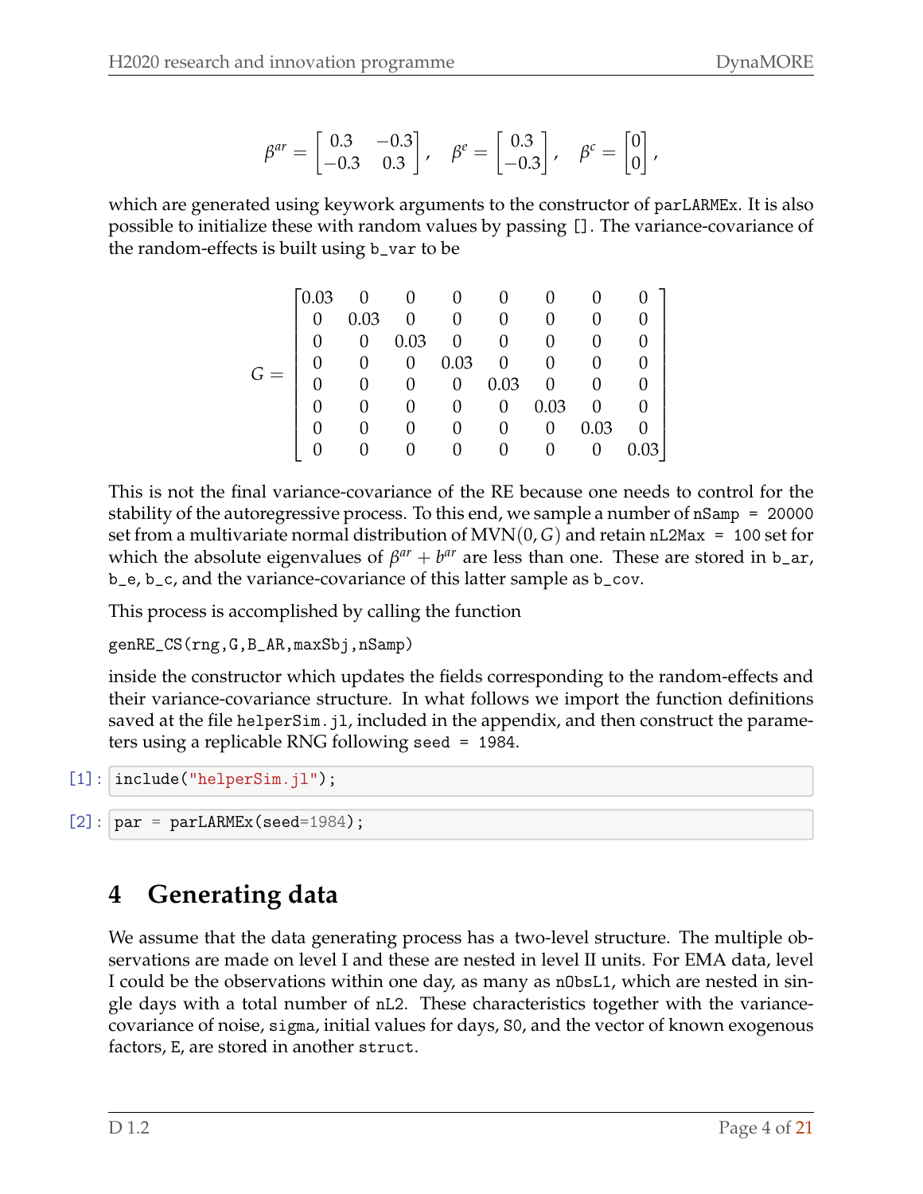$$\beta^{ar} = \begin{bmatrix} 0.3 & -0.3 \\ -0.3 & 0.3 \end{bmatrix}, \quad \beta^{e} = \begin{bmatrix} 0.3 \\ -0.3 \end{bmatrix}, \quad \beta^{c} = \begin{bmatrix} 0 \\ 0 \end{bmatrix},$$

which are generated using keywork arguments to the constructor of `parLARMEx`. It is also possible to initialize these with random values by passing `[]`. The variance-covariance of the random-effects is built using `b_var` to be

$$G = \begin{bmatrix} 0.03 & 0 & 0 & 0 & 0 & 0 & 0 & 0 \\ 0 & 0.03 & 0 & 0 & 0 & 0 & 0 & 0 \\ 0 & 0 & 0.03 & 0 & 0 & 0 & 0 & 0 \\ 0 & 0 & 0 & 0.03 & 0 & 0 & 0 & 0 \\ 0 & 0 & 0 & 0 & 0.03 & 0 & 0 & 0 \\ 0 & 0 & 0 & 0 & 0 & 0.03 & 0 & 0 \\ 0 & 0 & 0 & 0 & 0 & 0 & 0.03 & 0 \\ 0 & 0 & 0 & 0 & 0 & 0 & 0 & 0.03 \end{bmatrix}$$

This is not the final variance-covariance of the RE because one needs to control for the stability of the autoregressive process. To this end, we sample a number of `nSamp = 20000` set from a multivariate normal distribution of $\text{MVN}(0, G)$ and retain `nL2Max = 100` set for which the absolute eigenvalues of $\beta^{ar} + b^{ar}$ are less than one. These are stored in `b_ar`, `b_e`, `b_c`, and the variance-covariance of this latter sample as `b_cov`.

This process is accomplished by calling the function

`genRE_CS(rng,G,B_AR,maxSbj,nSamp)`

inside the constructor which updates the fields corresponding to the random-effects and their variance-covariance structure. In what follows we import the function definitions saved at the file `helperSim.jl`, included in the appendix, and then construct the parameters using a replicable RNG following `seed = 1984`.

[1]:
```
include("helperSim.jl");
```

[2]:
```
par = parLARMEx(seed=1984);
```

# 4 Generating data

We assume that the data generating process has a two-level structure. The multiple observations are made on level I and these are nested in level II units. For EMA data, level I could be the observations within one day, as many as `nObsL1`, which are nested in single days with a total number of `nL2`. These characteristics together with the variance-covariance of noise, `sigma`, initial values for days, `S0`, and the vector of known exogenous factors, `E`, are stored in another `struct`.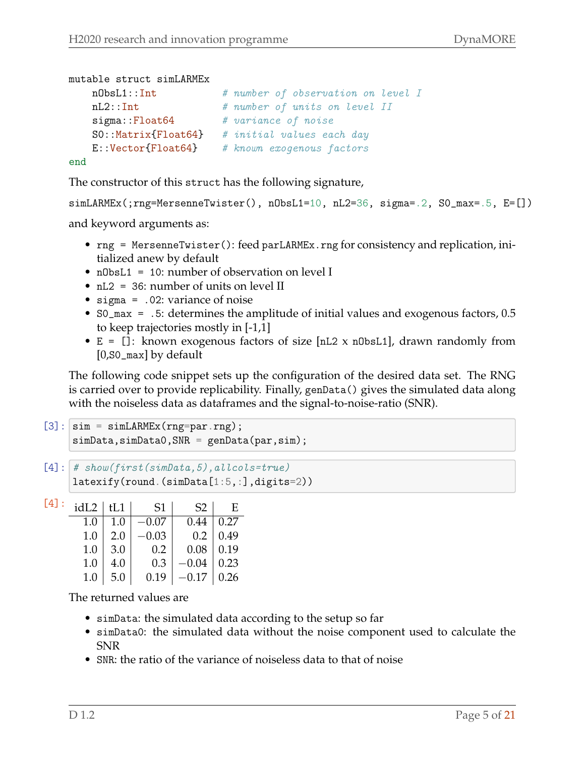```
mutable struct simLARMEx
    nObsL1::Int           # number of observation on level I
    nL2::Int              # number of units on level II
    sigma::Float64        # variance of noise
    S0::Matrix{Float64}   # initial values each day
    E::Vector{Float64}    # known exogenous factors
end
```

The constructor of this struct has the following signature,

`simLARMEx(;rng=MersenneTwister(), nObsL1=10, nL2=36, sigma=.2, S0_max=.5, E=[])`

and keyword arguments as:

- `rng = MersenneTwister()`: feed `parLARMEx.rng` for consistency and replication, initialized anew by default
- `nObsL1 = 10`: number of observation on level I
- `nL2 = 36`: number of units on level II
- `sigma = .02`: variance of noise
- `S0_max = .5`: determines the amplitude of initial values and exogenous factors, 0.5 to keep trajectories mostly in [-1,1]
- `E = []`: known exogenous factors of size [`nL2` x `nObsL1`], drawn randomly from [0,`S0_max`] by default

The following code snippet sets up the configuration of the desired data set. The RNG is carried over to provide replicability. Finally, `genData()` gives the simulated data along with the noiseless data as dataframes and the signal-to-noise-ratio (SNR).

[3]:
```
sim = simLARMEx(rng=par.rng);
simData,simData0,SNR = genData(par,sim);
```

[4]:
```
# show(first(simData,5),allcols=true)
latexify(round.(simData[1:5,:],digits=2))
```

[4]:

| idL2 | tL1 | S1 | S2 | E |
|---|---|---|---|---|
| 1.0 | 1.0 | −0.07 | 0.44 | 0.27 |
| 1.0 | 2.0 | −0.03 | 0.2 | 0.49 |
| 1.0 | 3.0 | 0.2 | 0.08 | 0.19 |
| 1.0 | 4.0 | 0.3 | −0.04 | 0.23 |
| 1.0 | 5.0 | 0.19 | −0.17 | 0.26 |

The returned values are

- `simData`: the simulated data according to the setup so far
- `simData0`: the simulated data without the noise component used to calculate the SNR
- `SNR`: the ratio of the variance of noiseless data to that of noise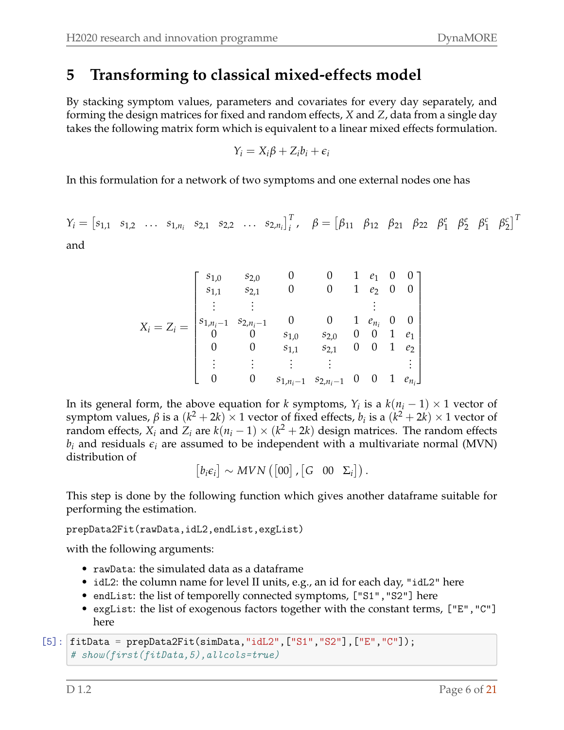# 5 Transforming to classical mixed-effects model

By stacking symptom values, parameters and covariates for every day separately, and forming the design matrices for fixed and random effects, $X$ and $Z$, data from a single day takes the following matrix form which is equivalent to a linear mixed effects formulation.

$$Y_i = X_i\beta + Z_i b_i + \epsilon_i$$

In this formulation for a network of two symptoms and one external nodes one has

$$Y_i = \begin{bmatrix} s_{1,1} & s_{1,2} & \dots & s_{1,n_i} & s_{2,1} & s_{2,2} & \dots & s_{2,n_i} \end{bmatrix}_i^T, \quad \beta = \begin{bmatrix} \beta_{11} & \beta_{12} & \beta_{21} & \beta_{22} & \beta_1^e & \beta_2^e & \beta_1^c & \beta_2^c \end{bmatrix}^T$$

and

$$X_i = Z_i = \begin{bmatrix} s_{1,0} & s_{2,0} & 0 & 0 & 1 & e_1 & 0 & 0 \\ s_{1,1} & s_{2,1} & 0 & 0 & 1 & e_2 & 0 & 0 \\ \vdots & \vdots & & & & \vdots & & \\ s_{1,n_i-1} & s_{2,n_i-1} & 0 & 0 & 1 & e_{n_i} & 0 & 0 \\ 0 & 0 & s_{1,0} & s_{2,0} & 0 & 0 & 1 & e_1 \\ 0 & 0 & s_{1,1} & s_{2,1} & 0 & 0 & 1 & e_2 \\ \vdots & \vdots & \vdots & \vdots & & & & \vdots \\ 0 & 0 & s_{1,n_i-1} & s_{2,n_i-1} & 0 & 0 & 1 & e_{n_i} \end{bmatrix}$$

In its general form, the above equation for $k$ symptoms, $Y_i$ is a $k(n_i - 1) \times 1$ vector of symptom values, $\beta$ is a $(k^2 + 2k) \times 1$ vector of fixed effects, $b_i$ is a $(k^2 + 2k) \times 1$ vector of random effects, $X_i$ and $Z_i$ are $k(n_i - 1) \times (k^2 + 2k)$ design matrices. The random effects $b_i$ and residuals $\epsilon_i$ are assumed to be independent with a multivariate normal (MVN) distribution of

$$\begin{bmatrix} b_i \epsilon_i \end{bmatrix} \sim MVN\left(\begin{bmatrix} 00 \end{bmatrix}, \begin{bmatrix} G & 00 & \Sigma_i \end{bmatrix}\right).$$

This step is done by the following function which gives another dataframe suitable for performing the estimation.

```
prepData2Fit(rawData,idL2,endList,exgList)
```

with the following arguments:

- `rawData`: the simulated data as a dataframe
- `idL2`: the column name for level II units, e.g., an id for each day, `"idL2"` here
- `endList`: the list of temporelly connected symptoms, `["S1","S2"]` here
- `exgList`: the list of exogenous factors together with the constant terms, `["E","C"]` here

```
[5]: fitData = prepData2Fit(simData,"idL2",["S1","S2"],["E","C"]);
     # show(first(fitData,5),allcols=true)
```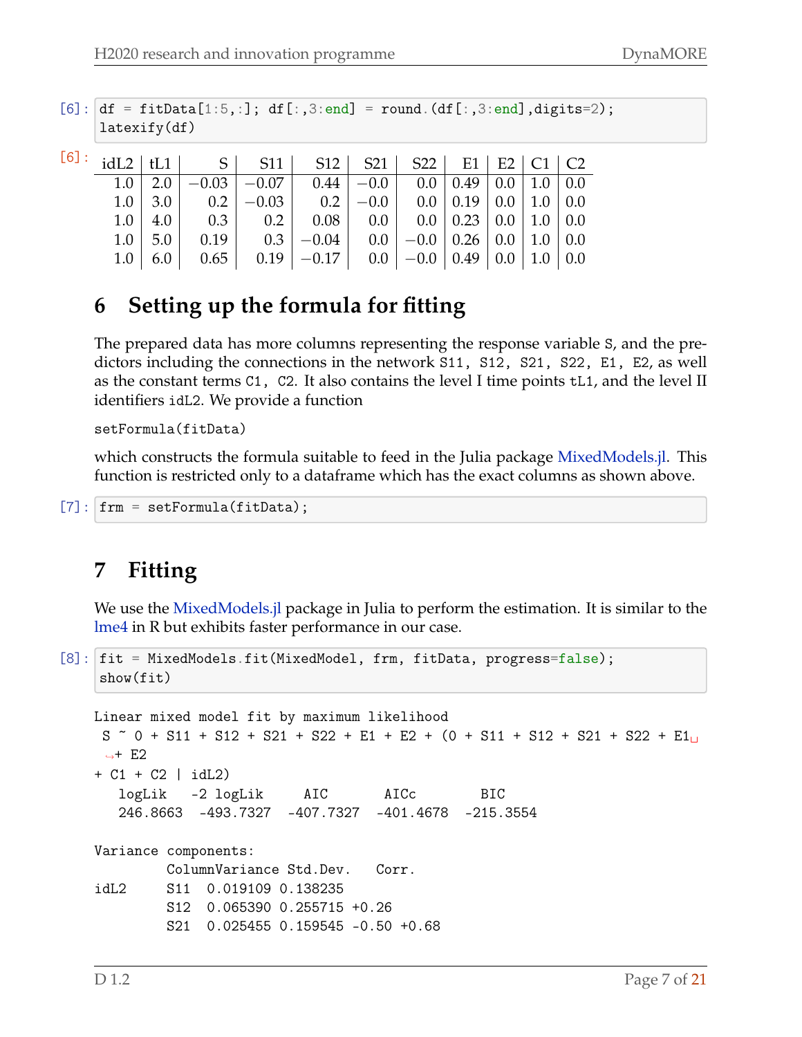```
[6]: df = fitData[1:5,:]; df[:,3:end] = round.(df[:,3:end],digits=2);
     latexify(df)
```

[6]:

| idL2 | tL1 | S | S11 | S12 | S21 | S22 | E1 | E2 | C1 | C2 |
|---|---|---|---|---|---|---|---|---|---|---|
| 1.0 | 2.0 | −0.03 | −0.07 | 0.44 | −0.0 | 0.0 | 0.49 | 0.0 | 1.0 | 0.0 |
| 1.0 | 3.0 | 0.2 | −0.03 | 0.2 | −0.0 | 0.0 | 0.19 | 0.0 | 1.0 | 0.0 |
| 1.0 | 4.0 | 0.3 | 0.2 | 0.08 | 0.0 | 0.0 | 0.23 | 0.0 | 1.0 | 0.0 |
| 1.0 | 5.0 | 0.19 | 0.3 | −0.04 | 0.0 | −0.0 | 0.26 | 0.0 | 1.0 | 0.0 |
| 1.0 | 6.0 | 0.65 | 0.19 | −0.17 | 0.0 | −0.0 | 0.49 | 0.0 | 1.0 | 0.0 |

# 6 Setting up the formula for fitting

The prepared data has more columns representing the response variable `S`, and the predictors including the connections in the network `S11, S12, S21, S22, E1, E2`, as well as the constant terms `C1, C2`. It also contains the level I time points `tL1`, and the level II identifiers `idL2`. We provide a function

`setFormula(fitData)`

which constructs the formula suitable to feed in the Julia package MixedModels.jl. This function is restricted only to a dataframe which has the exact columns as shown above.

```
[7]: frm = setFormula(fitData);
```

# 7 Fitting

We use the MixedModels.jl package in Julia to perform the estimation. It is similar to the lme4 in R but exhibits faster performance in our case.

```
[8]: fit = MixedModels.fit(MixedModel, frm, fitData, progress=false);
     show(fit)
```

```
Linear mixed model fit by maximum likelihood
 S ~ 0 + S11 + S12 + S21 + S22 + E1 + E2 + (0 + S11 + S12 + S21 + S22 + E1
 ↪+ E2
+ C1 + C2 | idL2)
   logLik   -2 logLik     AIC       AICc        BIC
   246.8663  -493.7327  -407.7327  -401.4678  -215.3554

Variance components:
         ColumnVariance Std.Dev.   Corr.
idL2     S11  0.019109 0.138235
         S12  0.065390 0.255715 +0.26
         S21  0.025455 0.159545 -0.50 +0.68
```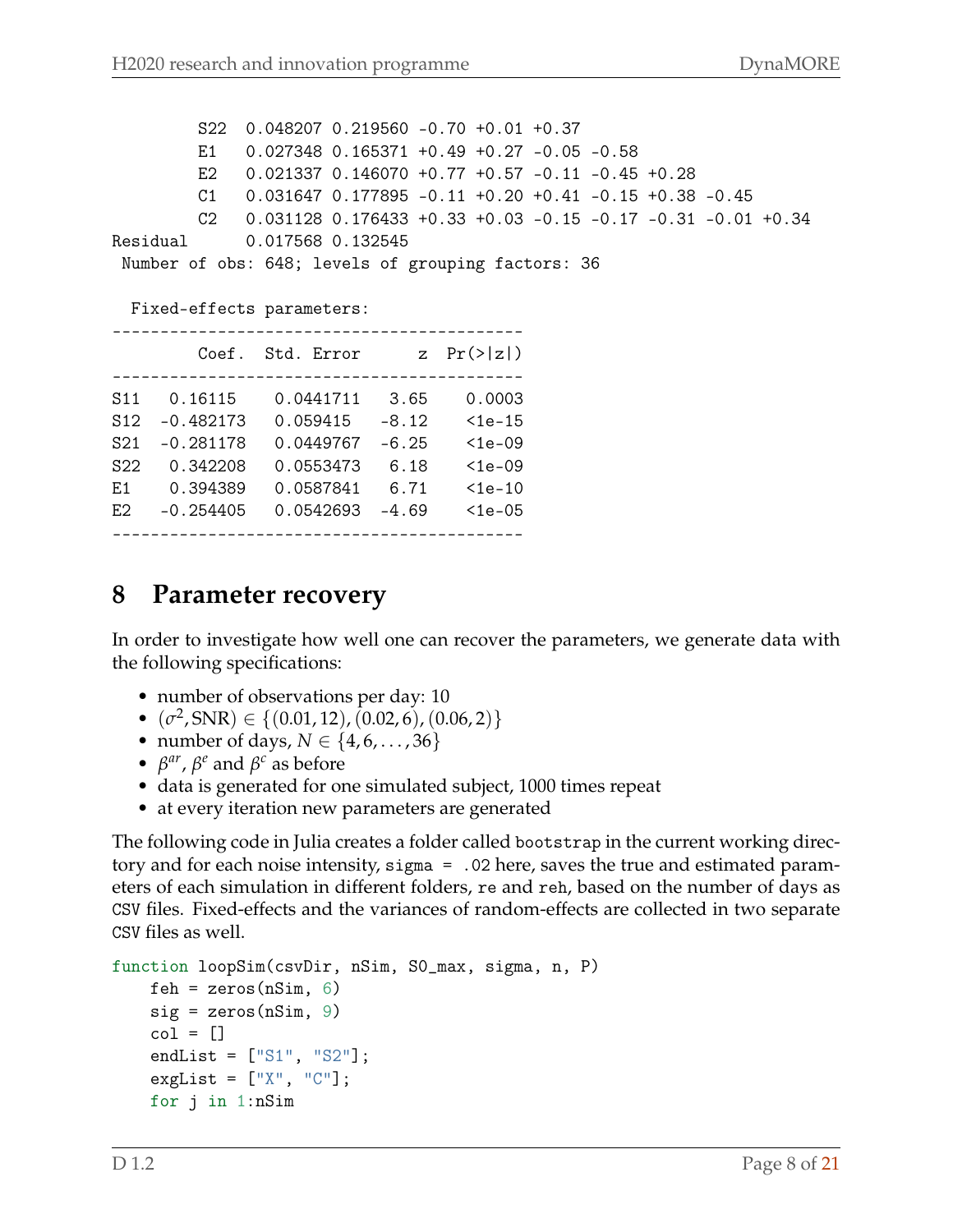```
        S22   0.048207 0.219560 -0.70 +0.01 +0.37
        E1    0.027348 0.165371 +0.49 +0.27 -0.05 -0.58
        E2    0.021337 0.146070 +0.77 +0.57 -0.11 -0.45 +0.28
        C1    0.031647 0.177895 -0.11 +0.20 +0.41 -0.15 +0.38 -0.45
        C2    0.031128 0.176433 +0.33 +0.03 -0.15 -0.17 -0.31 -0.01 +0.34
Residual      0.017568 0.132545
 Number of obs: 648; levels of grouping factors: 36

  Fixed-effects parameters:
-------------------------------------------
         Coef.  Std. Error      z  Pr(>|z|)
-------------------------------------------
S11   0.16115   0.0441711   3.65    0.0003
S12  -0.482173  0.059415   -8.12    <1e-15
S21  -0.281178  0.0449767  -6.25    <1e-09
S22   0.342208  0.0553473   6.18    <1e-09
E1    0.394389  0.0587841   6.71    <1e-10
E2   -0.254405  0.0542693  -4.69    <1e-05
-------------------------------------------
```

# 8 Parameter recovery

In order to investigate how well one can recover the parameters, we generate data with the following specifications:

- number of observations per day: 10
- $(\sigma^2, \text{SNR}) \in \{(0.01, 12), (0.02, 6), (0.06, 2)\}$
- number of days, $N \in \{4, 6, \ldots, 36\}$
- $\beta^{ar}$, $\beta^{e}$ and $\beta^{c}$ as before
- data is generated for one simulated subject, 1000 times repeat
- at every iteration new parameters are generated

The following code in Julia creates a folder called `bootstrap` in the current working directory and for each noise intensity, `sigma = .02` here, saves the true and estimated parameters of each simulation in different folders, `re` and `reh`, based on the number of days as `CSV` files. Fixed-effects and the variances of random-effects are collected in two separate `CSV` files as well.

```
function loopSim(csvDir, nSim, S0_max, sigma, n, P)
    feh = zeros(nSim, 6)
    sig = zeros(nSim, 9)
    col = []
    endList = ["S1", "S2"];
    exgList = ["X", "C"];
    for j in 1:nSim
```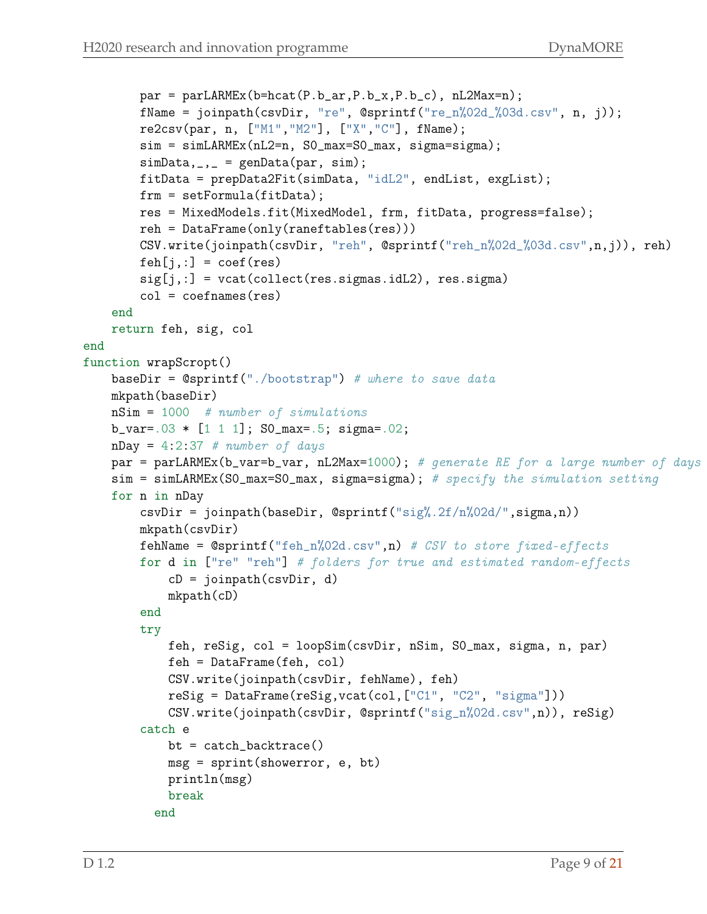```
        par = parLARMEx(b=hcat(P.b_ar,P.b_x,P.b_c), nL2Max=n);
        fName = joinpath(csvDir, "re", @sprintf("re_n%02d_%03d.csv", n, j));
        re2csv(par, n, ["M1","M2"], ["X","C"], fName);
        sim = simLARMEx(nL2=n, S0_max=S0_max, sigma=sigma);
        simData,_,_ = genData(par, sim);
        fitData = prepData2Fit(simData, "idL2", endList, exgList);
        frm = setFormula(fitData);
        res = MixedModels.fit(MixedModel, frm, fitData, progress=false);
        reh = DataFrame(only(raneftables(res)))
        CSV.write(joinpath(csvDir, "reh", @sprintf("reh_n%02d_%03d.csv",n,j)), reh)
        feh[j,:] = coef(res)
        sig[j,:] = vcat(collect(res.sigmas.idL2), res.sigma)
        col = coefnames(res)
    end
    return feh, sig, col
end
function wrapScropt()
    baseDir = @sprintf("./bootstrap") # where to save data
    mkpath(baseDir)
    nSim = 1000  # number of simulations
    b_var=.03 * [1 1 1]; S0_max=.5; sigma=.02;
    nDay = 4:2:37 # number of days
    par = parLARMEx(b_var=b_var, nL2Max=1000); # generate RE for a large number of days
    sim = simLARMEx(S0_max=S0_max, sigma=sigma); # specify the simulation setting
    for n in nDay
        csvDir = joinpath(baseDir, @sprintf("sig%.2f/n%02d/",sigma,n))
        mkpath(csvDir)
        fehName = @sprintf("feh_n%02d.csv",n) # CSV to store fixed-effects
        for d in ["re" "reh"] # folders for true and estimated random-effects
            cD = joinpath(csvDir, d)
            mkpath(cD)
        end
        try
            feh, reSig, col = loopSim(csvDir, nSim, S0_max, sigma, n, par)
            feh = DataFrame(feh, col)
            CSV.write(joinpath(csvDir, fehName), feh)
            reSig = DataFrame(reSig,vcat(col,["C1", "C2", "sigma"]))
            CSV.write(joinpath(csvDir, @sprintf("sig_n%02d.csv",n)), reSig)
        catch e
            bt = catch_backtrace()
            msg = sprint(showerror, e, bt)
            println(msg)
            break
          end
```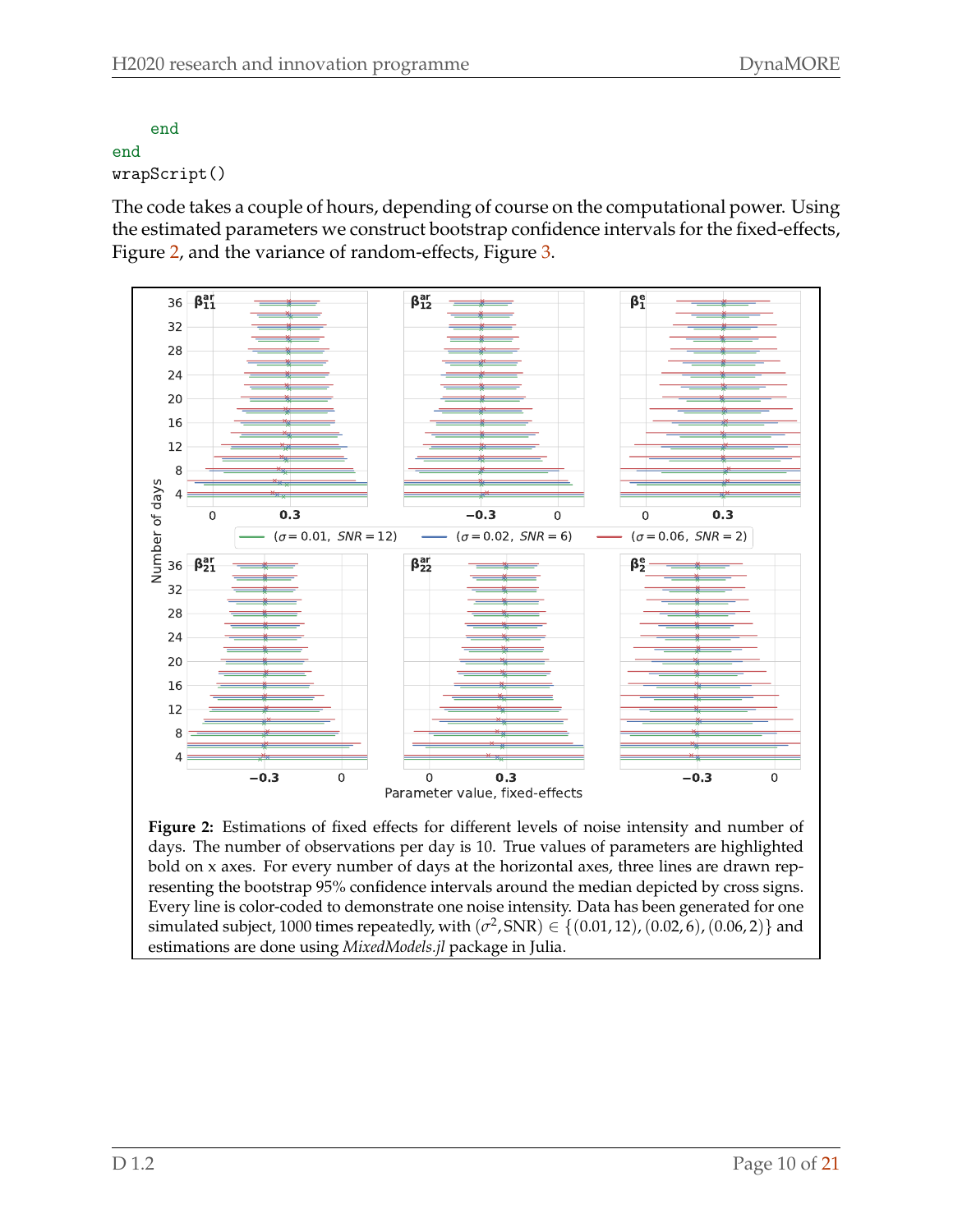```
    end
end
wrapScript()
```

The code takes a couple of hours, depending of course on the computational power. Using the estimated parameters we construct bootstrap confidence intervals for the fixed-effects, Figure 2, and the variance of random-effects, Figure 3.

**Figure 2:** Estimations of fixed effects for different levels of noise intensity and number of days. The number of observations per day is 10. True values of parameters are highlighted bold on x axes. For every number of days at the horizontal axes, three lines are drawn representing the bootstrap 95% confidence intervals around the median depicted by cross signs. Every line is color-coded to demonstrate one noise intensity. Data has been generated for one simulated subject, 1000 times repeatedly, with $(\sigma^2, \text{SNR}) \in \{(0.01, 12), (0.02, 6), (0.06, 2)\}$ and estimations are done using *MixedModels.jl* package in Julia.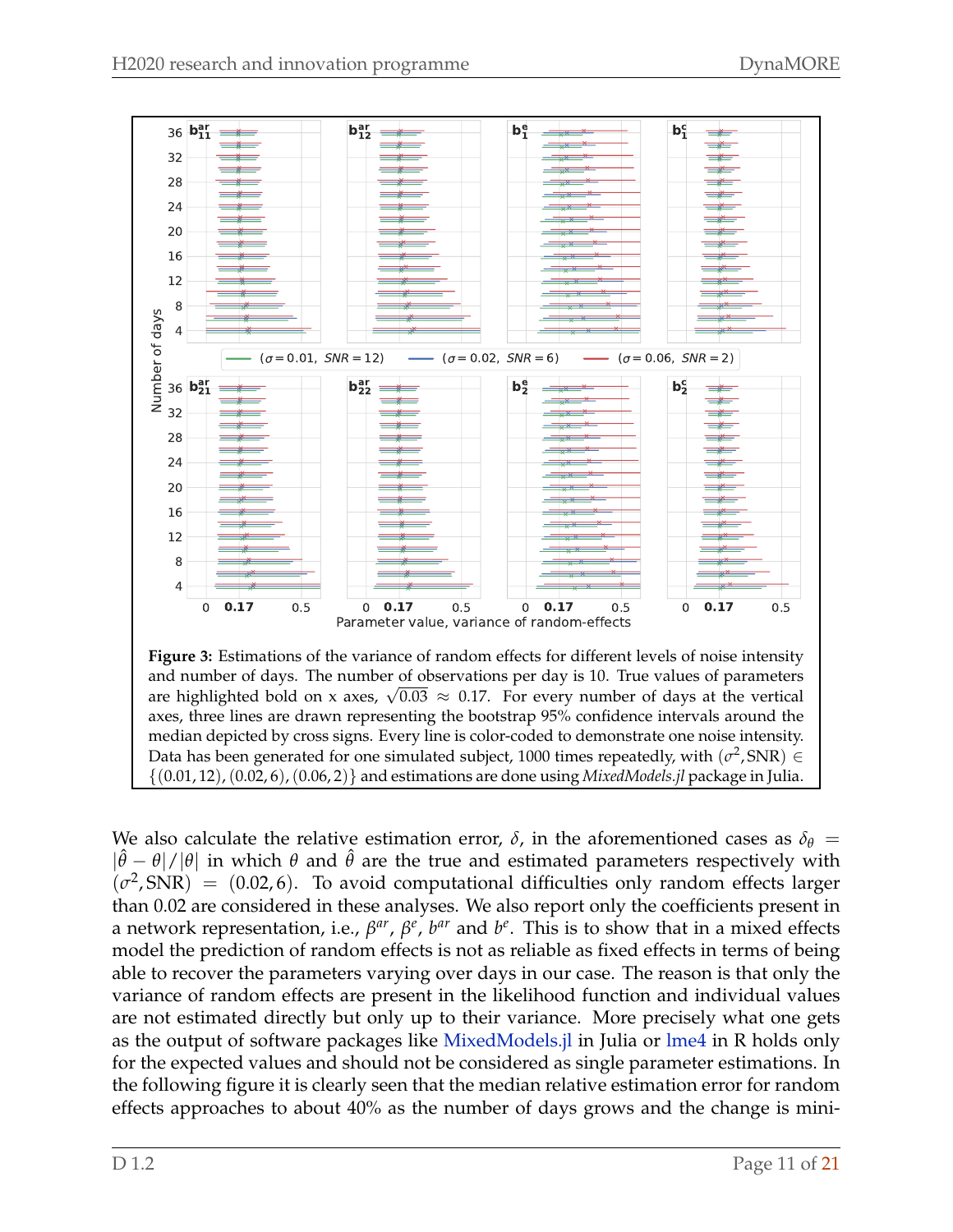**Figure 3:** Estimations of the variance of random effects for different levels of noise intensity and number of days. The number of observations per day is 10. True values of parameters are highlighted bold on x axes, $\sqrt{0.03} \approx 0.17$. For every number of days at the vertical axes, three lines are drawn representing the bootstrap 95% confidence intervals around the median depicted by cross signs. Every line is color-coded to demonstrate one noise intensity. Data has been generated for one simulated subject, 1000 times repeatedly, with $(\sigma^2, \text{SNR}) \in \{(0.01, 12), (0.02, 6), (0.06, 2)\}$ and estimations are done using *MixedModels.jl* package in Julia.

We also calculate the relative estimation error, $\delta$, in the aforementioned cases as $\delta_\theta = |\hat{\theta} - \theta|/|\theta|$ in which $\theta$ and $\hat{\theta}$ are the true and estimated parameters respectively with $(\sigma^2, \text{SNR}) = (0.02, 6)$. To avoid computational difficulties only random effects larger than 0.02 are considered in these analyses. We also report only the coefficients present in a network representation, i.e., $\beta^{ar}$, $\beta^{e}$, $b^{ar}$ and $b^{e}$. This is to show that in a mixed effects model the prediction of random effects is not as reliable as fixed effects in terms of being able to recover the parameters varying over days in our case. The reason is that only the variance of random effects are present in the likelihood function and individual values are not estimated directly but only up to their variance. More precisely what one gets as the output of software packages like MixedModels.jl in Julia or lme4 in R holds only for the expected values and should not be considered as single parameter estimations. In the following figure it is clearly seen that the median relative estimation error for random effects approaches to about 40% as the number of days grows and the change is mini-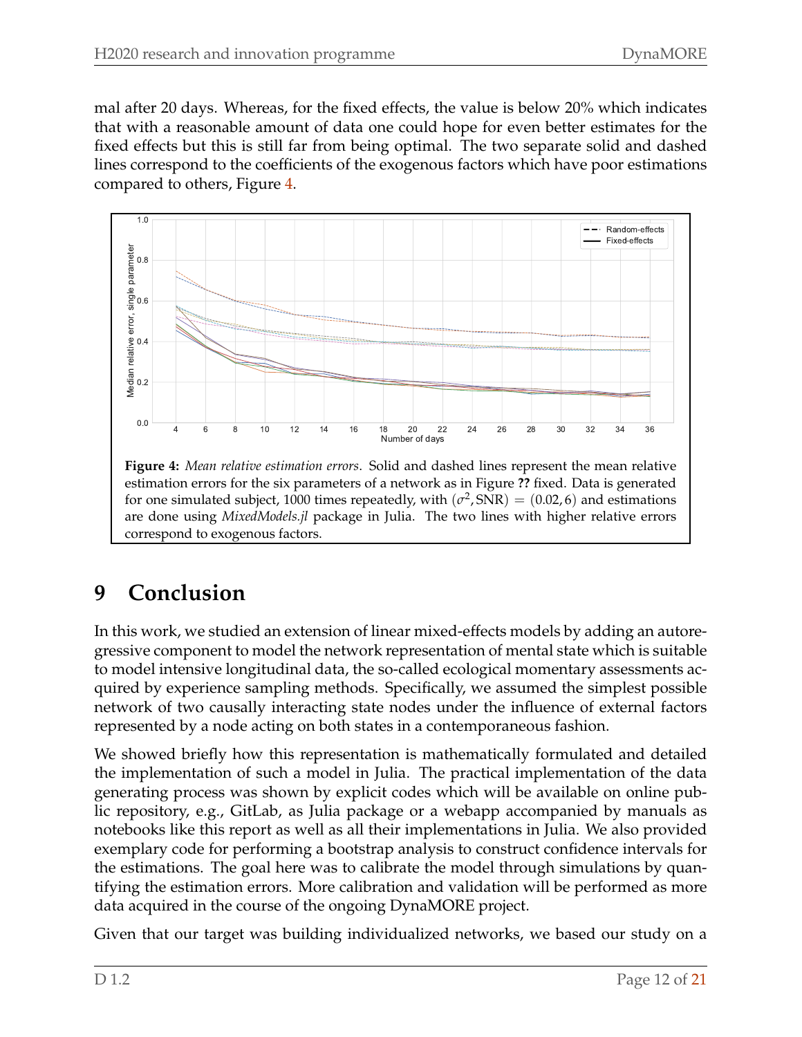mal after 20 days. Whereas, for the fixed effects, the value is below 20% which indicates that with a reasonable amount of data one could hope for even better estimates for the fixed effects but this is still far from being optimal. The two separate solid and dashed lines correspond to the coefficients of the exogenous factors which have poor estimations compared to others, Figure 4.

**Figure 4:** *Mean relative estimation errors*. Solid and dashed lines represent the mean relative estimation errors for the six parameters of a network as in Figure **??** fixed. Data is generated for one simulated subject, 1000 times repeatedly, with $(\sigma^2, \text{SNR}) = (0.02, 6)$ and estimations are done using *MixedModels.jl* package in Julia. The two lines with higher relative errors correspond to exogenous factors.

# 9 Conclusion

In this work, we studied an extension of linear mixed-effects models by adding an autoregressive component to model the network representation of mental state which is suitable to model intensive longitudinal data, the so-called ecological momentary assessments acquired by experience sampling methods. Specifically, we assumed the simplest possible network of two causally interacting state nodes under the influence of external factors represented by a node acting on both states in a contemporaneous fashion.

We showed briefly how this representation is mathematically formulated and detailed the implementation of such a model in Julia. The practical implementation of the data generating process was shown by explicit codes which will be available on online public repository, e.g., GitLab, as Julia package or a webapp accompanied by manuals as notebooks like this report as well as all their implementations in Julia. We also provided exemplary code for performing a bootstrap analysis to construct confidence intervals for the estimations. The goal here was to calibrate the model through simulations by quantifying the estimation errors. More calibration and validation will be performed as more data acquired in the course of the ongoing DynaMORE project.

Given that our target was building individualized networks, we based our study on a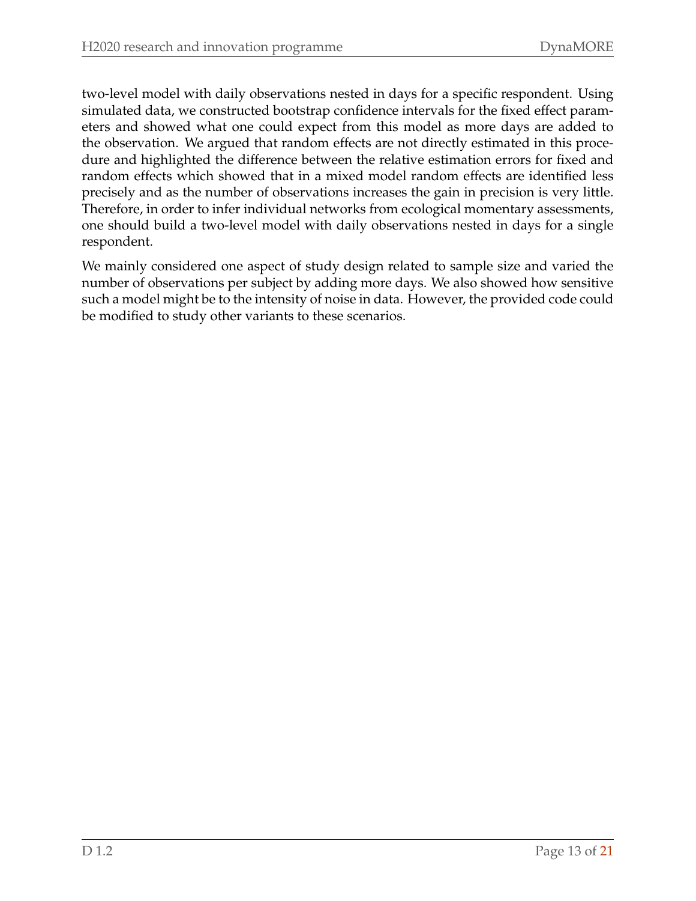two-level model with daily observations nested in days for a specific respondent. Using simulated data, we constructed bootstrap confidence intervals for the fixed effect parameters and showed what one could expect from this model as more days are added to the observation. We argued that random effects are not directly estimated in this procedure and highlighted the difference between the relative estimation errors for fixed and random effects which showed that in a mixed model random effects are identified less precisely and as the number of observations increases the gain in precision is very little. Therefore, in order to infer individual networks from ecological momentary assessments, one should build a two-level model with daily observations nested in days for a single respondent.

We mainly considered one aspect of study design related to sample size and varied the number of observations per subject by adding more days. We also showed how sensitive such a model might be to the intensity of noise in data. However, the provided code could be modified to study other variants to these scenarios.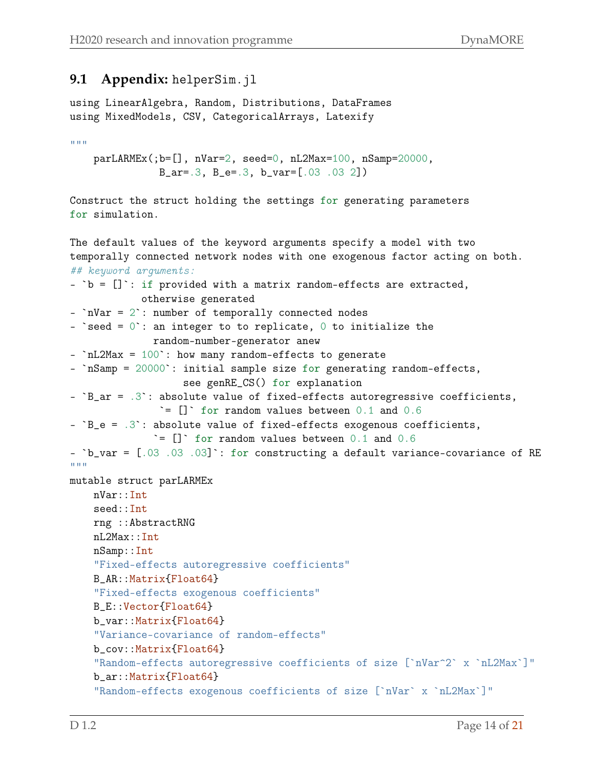## 9.1 Appendix: helperSim.jl

```
using LinearAlgebra, Random, Distributions, DataFrames
using MixedModels, CSV, CategoricalArrays, Latexify

"""
    parLARMEx(;b=[], nVar=2, seed=0, nL2Max=100, nSamp=20000,
               B_ar=.3, B_e=.3, b_var=[.03 .03 2])

Construct the struct holding the settings for generating parameters
for simulation.

The default values of the keyword arguments specify a model with two
temporally connected network nodes with one exogenous factor acting on both.
## keyword arguments:
- `b = []`: if provided with a matrix random-effects are extracted,
            otherwise generated
- `nVar = 2`: number of temporally connected nodes
- `seed = 0`: an integer to to replicate, 0 to initialize the
              random-number-generator anew
- `nL2Max = 100`: how many random-effects to generate
- `nSamp = 20000`: initial sample size for generating random-effects,
                   see genRE_CS() for explanation
- `B_ar = .3`: absolute value of fixed-effects autoregressive coefficients,
               `= []` for random values between 0.1 and 0.6
- `B_e = .3`: absolute value of fixed-effects exogenous coefficients,
              `= []` for random values between 0.1 and 0.6
- `b_var = [.03 .03 .03]`: for constructing a default variance-covariance of RE
"""
mutable struct parLARMEx
    nVar::Int
    seed::Int
    rng ::AbstractRNG
    nL2Max::Int
    nSamp::Int
    "Fixed-effects autoregressive coefficients"
    B_AR::Matrix{Float64}
    "Fixed-effects exogenous coefficients"
    B_E::Vector{Float64}
    b_var::Matrix{Float64}
    "Variance-covariance of random-effects"
    b_cov::Matrix{Float64}
    "Random-effects autoregressive coefficients of size [`nVar^2` x `nL2Max`]"
    b_ar::Matrix{Float64}
    "Random-effects exogenous coefficients of size [`nVar` x `nL2Max`]"
```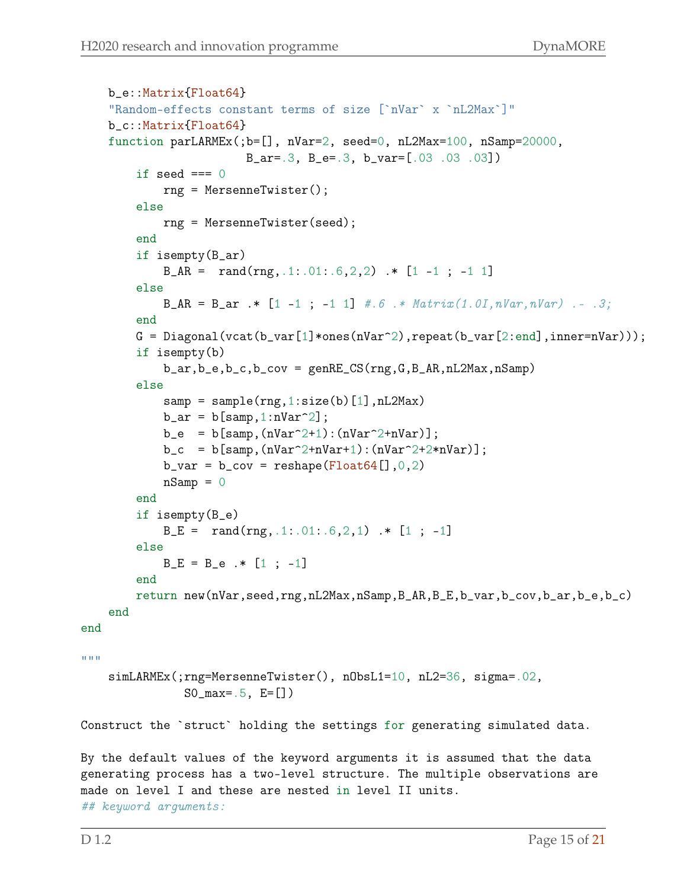```julia
    b_e::Matrix{Float64}
    "Random-effects constant terms of size [`nVar` x `nL2Max`]"
    b_c::Matrix{Float64}
    function parLARMEx(;b=[], nVar=2, seed=0, nL2Max=100, nSamp=20000,
                        B_ar=.3, B_e=.3, b_var=[.03 .03 .03])
        if seed === 0
            rng = MersenneTwister();
        else
            rng = MersenneTwister(seed);
        end
        if isempty(B_ar)
            B_AR =  rand(rng,.1:.01:.6,2,2) .* [1 -1 ; -1 1]
        else
            B_AR = B_ar .* [1 -1 ; -1 1] #.6 .* Matrix(1.0I,nVar,nVar) .- .3;
        end
        G = Diagonal(vcat(b_var[1]*ones(nVar^2),repeat(b_var[2:end],inner=nVar)));
        if isempty(b)
            b_ar,b_e,b_c,b_cov = genRE_CS(rng,G,B_AR,nL2Max,nSamp)
        else
            samp = sample(rng,1:size(b)[1],nL2Max)
            b_ar = b[samp,1:nVar^2];
            b_e  = b[samp,(nVar^2+1):(nVar^2+nVar)];
            b_c  = b[samp,(nVar^2+nVar+1):(nVar^2+2*nVar)];
            b_var = b_cov = reshape(Float64[],0,2)
            nSamp = 0
        end
        if isempty(B_e)
            B_E =  rand(rng,.1:.01:.6,2,1) .* [1 ; -1]
        else
            B_E = B_e .* [1 ; -1]
        end
        return new(nVar,seed,rng,nL2Max,nSamp,B_AR,B_E,b_var,b_cov,b_ar,b_e,b_c)
    end
end

"""
    simLARMEx(;rng=MersenneTwister(), nObsL1=10, nL2=36, sigma=.02,
              S0_max=.5, E=[])

Construct the `struct` holding the settings for generating simulated data.

By the default values of the keyword arguments it is assumed that the data
generating process has a two-level structure. The multiple observations are
made on level I and these are nested in level II units.
## keyword arguments:
```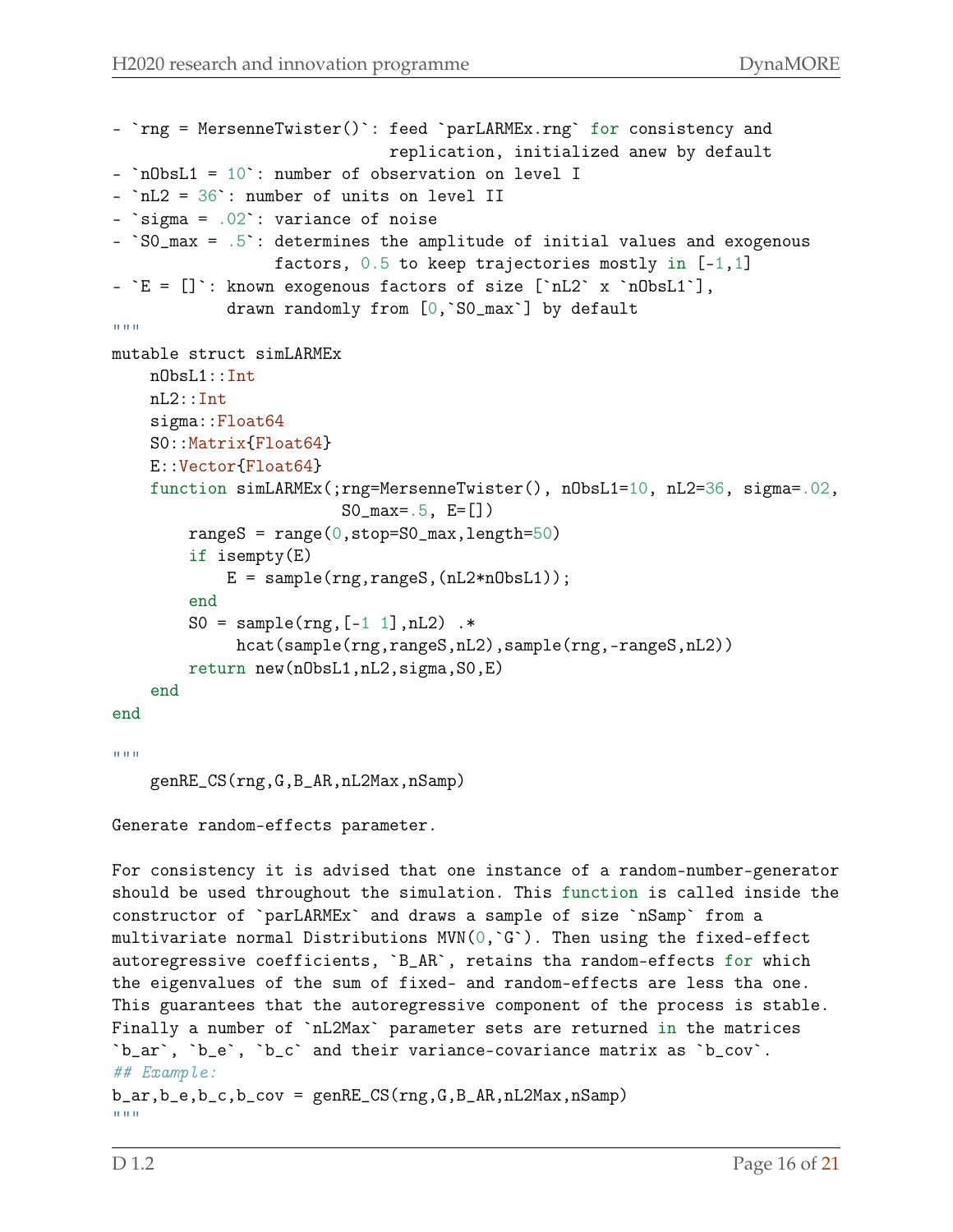```
- `rng = MersenneTwister()`: feed `parLARMEx.rng` for consistency and
                              replication, initialized anew by default
- `nObsL1 = 10`: number of observation on level I
- `nL2 = 36`: number of units on level II
- `sigma = .02`: variance of noise
- `S0_max = .5`: determines the amplitude of initial values and exogenous
                 factors, 0.5 to keep trajectories mostly in [-1,1]
- `E = []`: known exogenous factors of size [`nL2` x `nObsL1`],
            drawn randomly from [0,`S0_max`] by default
"""
mutable struct simLARMEx
    nObsL1::Int
    nL2::Int
    sigma::Float64
    S0::Matrix{Float64}
    E::Vector{Float64}
    function simLARMEx(;rng=MersenneTwister(), nObsL1=10, nL2=36, sigma=.02,
                        S0_max=.5, E=[])
        rangeS = range(0,stop=S0_max,length=50)
        if isempty(E)
            E = sample(rng,rangeS,(nL2*nObsL1));
        end
        S0 = sample(rng,[-1 1],nL2) .*
             hcat(sample(rng,rangeS,nL2),sample(rng,-rangeS,nL2))
        return new(nObsL1,nL2,sigma,S0,E)
    end
end

"""
    genRE_CS(rng,G,B_AR,nL2Max,nSamp)

Generate random-effects parameter.

For consistency it is advised that one instance of a random-number-generator
should be used throughout the simulation. This function is called inside the
constructor of `parLARMEx` and draws a sample of size `nSamp` from a
multivariate normal Distributions MVN(0,`G`). Then using the fixed-effect
autoregressive coefficients, `B_AR`, retains tha random-effects for which
the eigenvalues of the sum of fixed- and random-effects are less tha one.
This guarantees that the autoregressive component of the process is stable.
Finally a number of `nL2Max` parameter sets are returned in the matrices
`b_ar`, `b_e`, `b_c` and their variance-covariance matrix as `b_cov`.
## Example:
b_ar,b_e,b_c,b_cov = genRE_CS(rng,G,B_AR,nL2Max,nSamp)
"""
```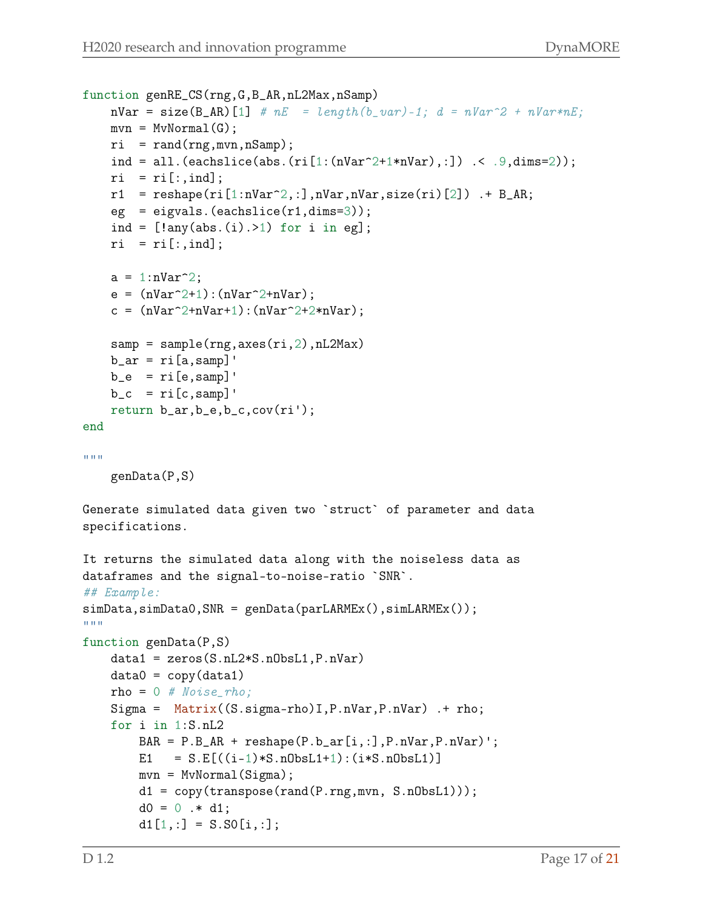```
function genRE_CS(rng,G,B_AR,nL2Max,nSamp)
    nVar = size(B_AR)[1] # nE  = length(b_var)-1; d = nVar^2 + nVar*nE;
    mvn = MvNormal(G);
    ri  = rand(rng,mvn,nSamp);
    ind = all.(eachslice(abs.(ri[1:(nVar^2+1*nVar),:]) .< .9,dims=2));
    ri  = ri[:,ind];
    r1  = reshape(ri[1:nVar^2,:],nVar,nVar,size(ri)[2]) .+ B_AR;
    eg  = eigvals.(eachslice(r1,dims=3));
    ind = [!any(abs.(i).>1) for i in eg];
    ri  = ri[:,ind];

    a = 1:nVar^2;
    e = (nVar^2+1):(nVar^2+nVar);
    c = (nVar^2+nVar+1):(nVar^2+2*nVar);

    samp = sample(rng,axes(ri,2),nL2Max)
    b_ar = ri[a,samp]'
    b_e  = ri[e,samp]'
    b_c  = ri[c,samp]'
    return b_ar,b_e,b_c,cov(ri');
end

"""
    genData(P,S)

Generate simulated data given two `struct` of parameter and data
specifications.

It returns the simulated data along with the noiseless data as
dataframes and the signal-to-noise-ratio `SNR`.
## Example:
simData,simData0,SNR = genData(parLARMEx(),simLARMEx());
"""
function genData(P,S)
    data1 = zeros(S.nL2*S.nObsL1,P.nVar)
    data0 = copy(data1)
    rho = 0 # Noise_rho;
    Sigma =  Matrix((S.sigma-rho)I,P.nVar,P.nVar) .+ rho;
    for i in 1:S.nL2
        BAR = P.B_AR + reshape(P.b_ar[i,:],P.nVar,P.nVar)';
        E1   = S.E[((i-1)*S.nObsL1+1):(i*S.nObsL1)]
        mvn = MvNormal(Sigma);
        d1 = copy(transpose(rand(P.rng,mvn, S.nObsL1)));
        d0 = 0 .* d1;
        d1[1,:] = S.S0[i,:];
```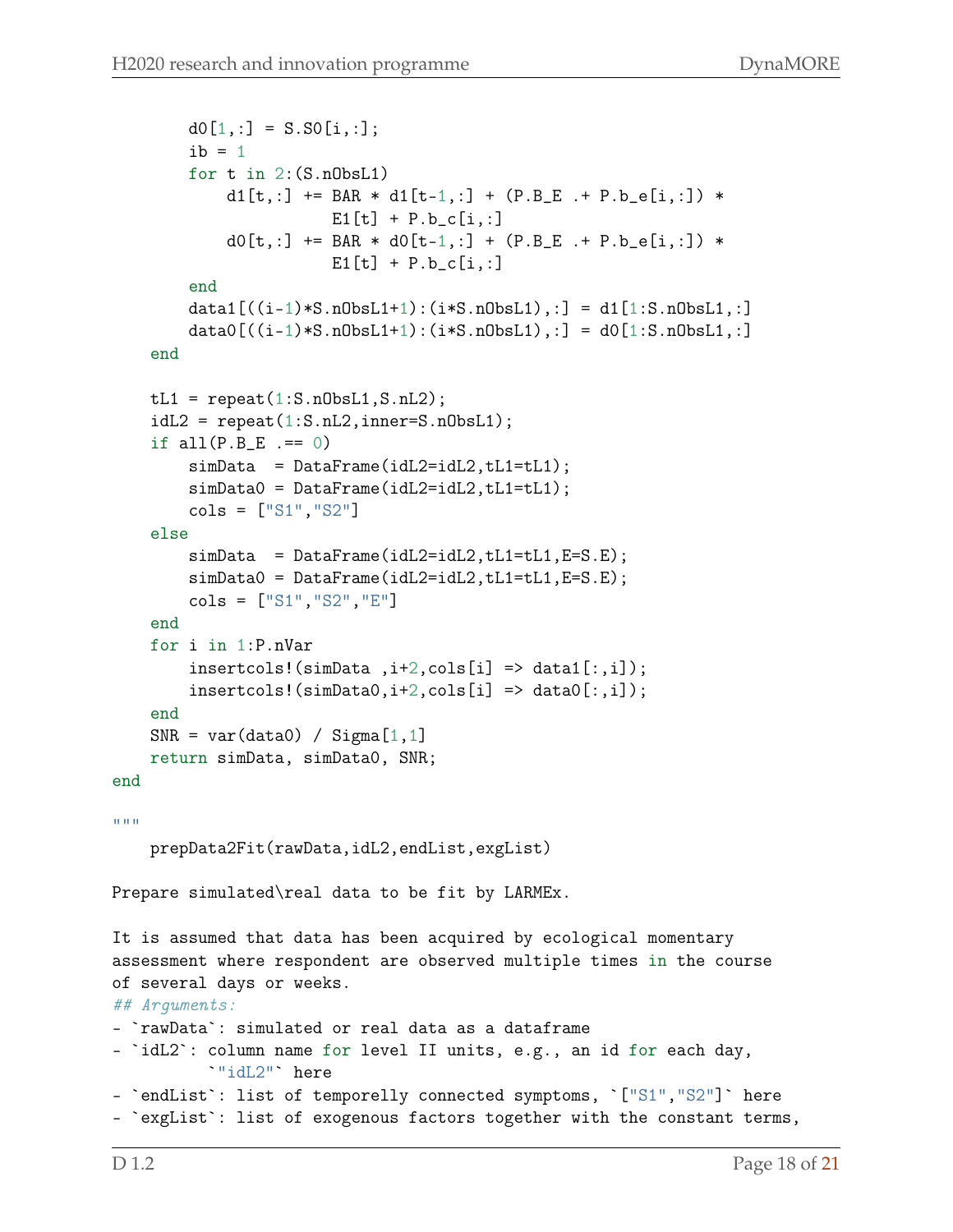```
        d0[1,:] = S.S0[i,:];
        ib = 1
        for t in 2:(S.nObsL1)
            d1[t,:] += BAR * d1[t-1,:] + (P.B_E .+ P.b_e[i,:]) *
                        E1[t] + P.b_c[i,:]
            d0[t,:] += BAR * d0[t-1,:] + (P.B_E .+ P.b_e[i,:]) *
                        E1[t] + P.b_c[i,:]
        end
        data1[((i-1)*S.nObsL1+1):(i*S.nObsL1),:] = d1[1:S.nObsL1,:]
        data0[((i-1)*S.nObsL1+1):(i*S.nObsL1),:] = d0[1:S.nObsL1,:]
    end

    tL1 = repeat(1:S.nObsL1,S.nL2);
    idL2 = repeat(1:S.nL2,inner=S.nObsL1);
    if all(P.B_E .== 0)
        simData  = DataFrame(idL2=idL2,tL1=tL1);
        simData0 = DataFrame(idL2=idL2,tL1=tL1);
        cols = ["S1","S2"]
    else
        simData  = DataFrame(idL2=idL2,tL1=tL1,E=S.E);
        simData0 = DataFrame(idL2=idL2,tL1=tL1,E=S.E);
        cols = ["S1","S2","E"]
    end
    for i in 1:P.nVar
        insertcols!(simData ,i+2,cols[i] => data1[:,i]);
        insertcols!(simData0,i+2,cols[i] => data0[:,i]);
    end
    SNR = var(data0) / Sigma[1,1]
    return simData, simData0, SNR;
end

"""
    prepData2Fit(rawData,idL2,endList,exgList)

Prepare simulated\real data to be fit by LARMEx.

It is assumed that data has been acquired by ecological momentary
assessment where respondent are observed multiple times in the course
of several days or weeks.
## Arguments:
- `rawData`: simulated or real data as a dataframe
- `idL2`: column name for level II units, e.g., an id for each day,
          `"idL2"` here
- `endList`: list of temporelly connected symptoms, `["S1","S2"]` here
- `exgList`: list of exogenous factors together with the constant terms,
```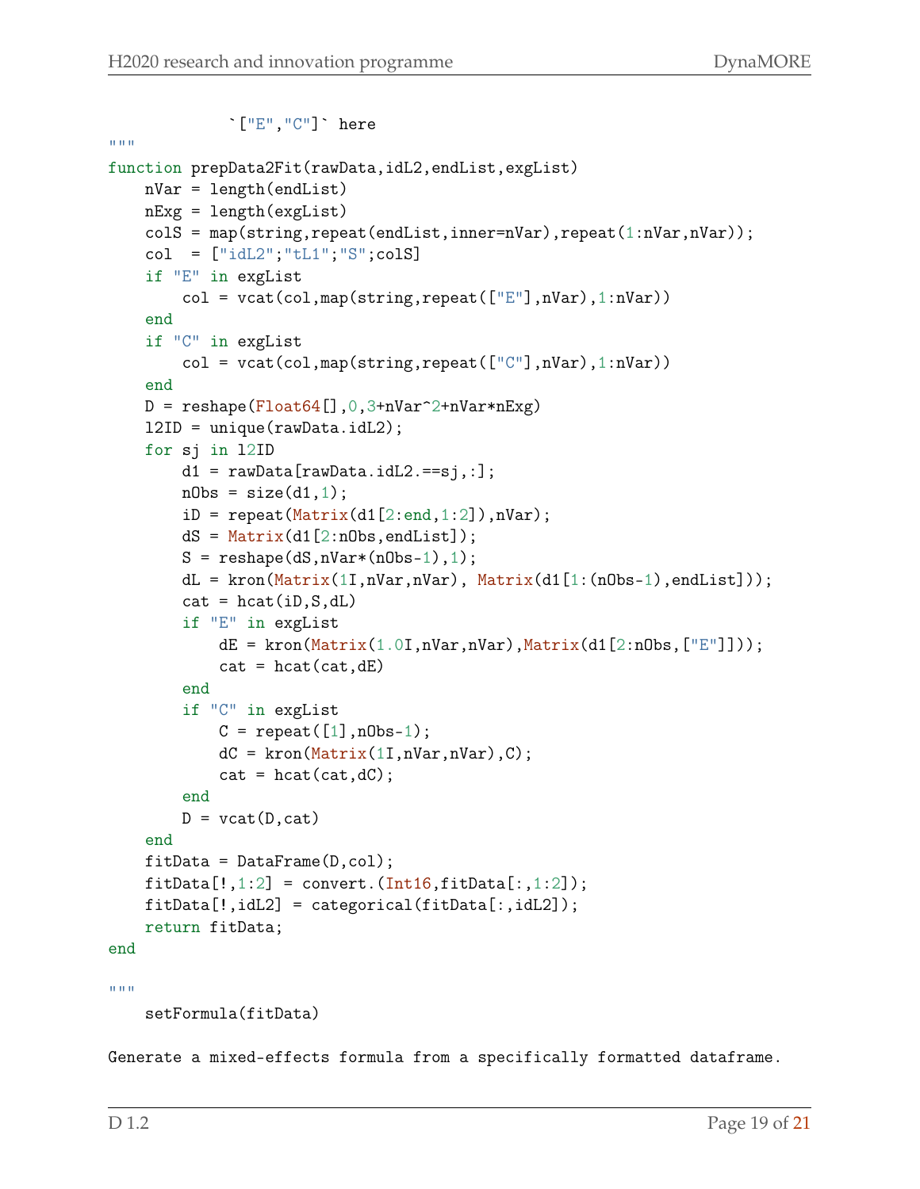```
            `["E","C"]` here
"""
function prepData2Fit(rawData,idL2,endList,exgList)
    nVar = length(endList)
    nExg = length(exgList)
    colS = map(string,repeat(endList,inner=nVar),repeat(1:nVar,nVar));
    col  = ["idL2";"tL1";"S";colS]
    if "E" in exgList
        col = vcat(col,map(string,repeat(["E"],nVar),1:nVar))
    end
    if "C" in exgList
        col = vcat(col,map(string,repeat(["C"],nVar),1:nVar))
    end
    D = reshape(Float64[],0,3+nVar^2+nVar*nExg)
    l2ID = unique(rawData.idL2);
    for sj in l2ID
        d1 = rawData[rawData.idL2.==sj,:];
        nObs = size(d1,1);
        iD = repeat(Matrix(d1[2:end,1:2]),nVar);
        dS = Matrix(d1[2:nObs,endList]);
        S = reshape(dS,nVar*(nObs-1),1);
        dL = kron(Matrix(1I,nVar,nVar), Matrix(d1[1:(nObs-1),endList]));
        cat = hcat(iD,S,dL)
        if "E" in exgList
            dE = kron(Matrix(1.0I,nVar,nVar),Matrix(d1[2:nObs,["E"]]));
            cat = hcat(cat,dE)
        end
        if "C" in exgList
            C = repeat([1],nObs-1);
            dC = kron(Matrix(1I,nVar,nVar),C);
            cat = hcat(cat,dC);
        end
        D = vcat(D,cat)
    end
    fitData = DataFrame(D,col);
    fitData[!,1:2] = convert.(Int16,fitData[:,1:2]);
    fitData[!,idL2] = categorical(fitData[:,idL2]);
    return fitData;
end

"""
    setFormula(fitData)

Generate a mixed-effects formula from a specifically formatted dataframe.
```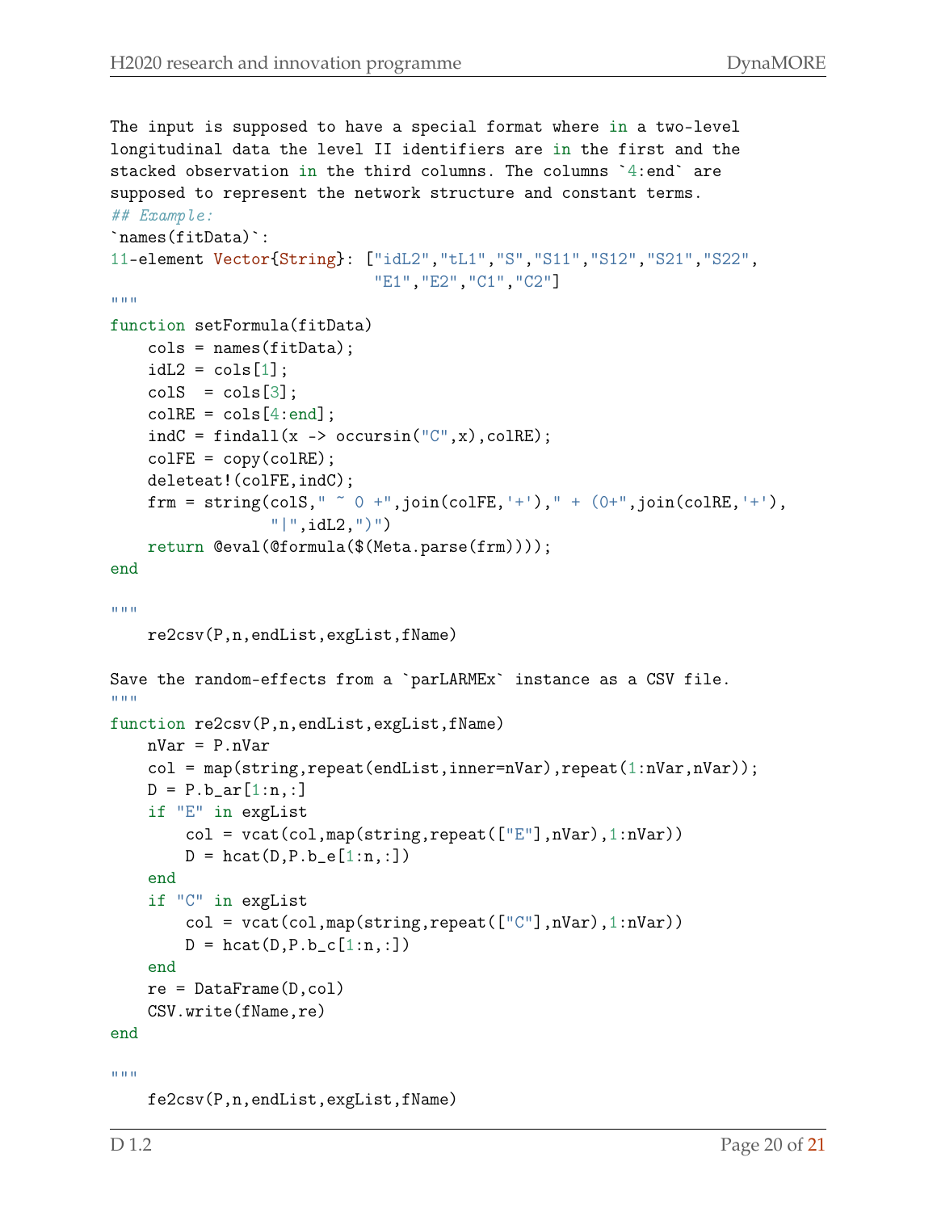```
The input is supposed to have a special format where in a two-level
longitudinal data the level II identifiers are in the first and the
stacked observation in the third columns. The columns `4:end` are
supposed to represent the network structure and constant terms.
## Example:
`names(fitData)`:
11-element Vector{String}: ["idL2","tL1","S","S11","S12","S21","S22",
                            "E1","E2","C1","C2"]
"""
function setFormula(fitData)
    cols = names(fitData);
    idL2 = cols[1];
    colS  = cols[3];
    colRE = cols[4:end];
    indC = findall(x -> occursin("C",x),colRE);
    colFE = copy(colRE);
    deleteat!(colFE,indC);
    frm = string(colS," ~ 0 +",join(colFE,'+')," + (0+",join(colRE,'+'),
                "|",idL2,")")
    return @eval(@formula($(Meta.parse(frm))));
end

"""
    re2csv(P,n,endList,exgList,fName)

Save the random-effects from a `parLARMEx` instance as a CSV file.
"""
function re2csv(P,n,endList,exgList,fName)
    nVar = P.nVar
    col = map(string,repeat(endList,inner=nVar),repeat(1:nVar,nVar));
    D = P.b_ar[1:n,:]
    if "E" in exgList
        col = vcat(col,map(string,repeat(["E"],nVar),1:nVar))
        D = hcat(D,P.b_e[1:n,:])
    end
    if "C" in exgList
        col = vcat(col,map(string,repeat(["C"],nVar),1:nVar))
        D = hcat(D,P.b_c[1:n,:])
    end
    re = DataFrame(D,col)
    CSV.write(fName,re)
end

"""
    fe2csv(P,n,endList,exgList,fName)
```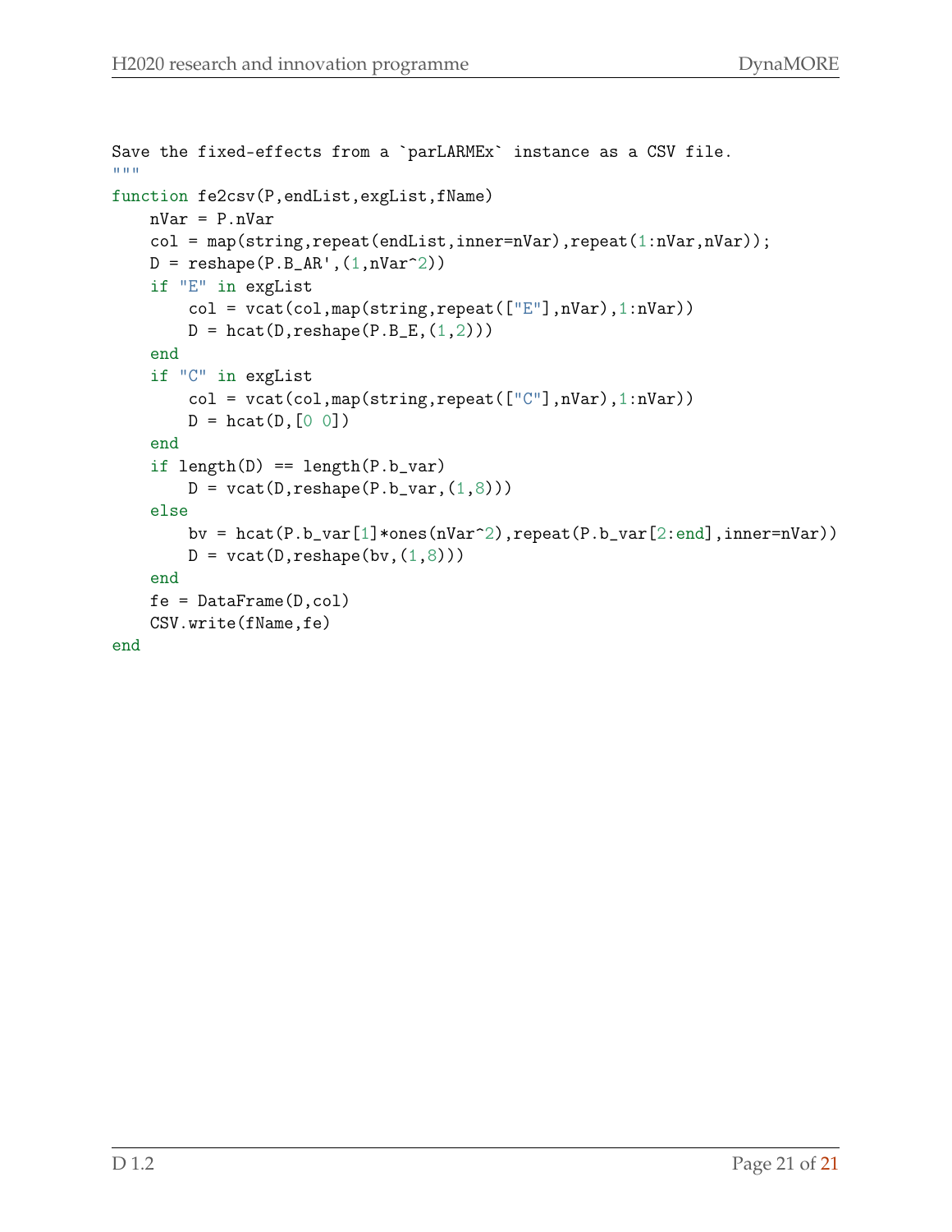```
Save the fixed-effects from a `parLARMEx` instance as a CSV file.
"""
function fe2csv(P,endList,exgList,fName)
    nVar = P.nVar
    col = map(string,repeat(endList,inner=nVar),repeat(1:nVar,nVar));
    D = reshape(P.B_AR',(1,nVar^2))
    if "E" in exgList
        col = vcat(col,map(string,repeat(["E"],nVar),1:nVar))
        D = hcat(D,reshape(P.B_E,(1,2)))
    end
    if "C" in exgList
        col = vcat(col,map(string,repeat(["C"],nVar),1:nVar))
        D = hcat(D,[0 0])
    end
    if length(D) == length(P.b_var)
        D = vcat(D,reshape(P.b_var,(1,8)))
    else
        bv = hcat(P.b_var[1]*ones(nVar^2),repeat(P.b_var[2:end],inner=nVar))
        D = vcat(D,reshape(bv,(1,8)))
    end
    fe = DataFrame(D,col)
    CSV.write(fName,fe)
end
```